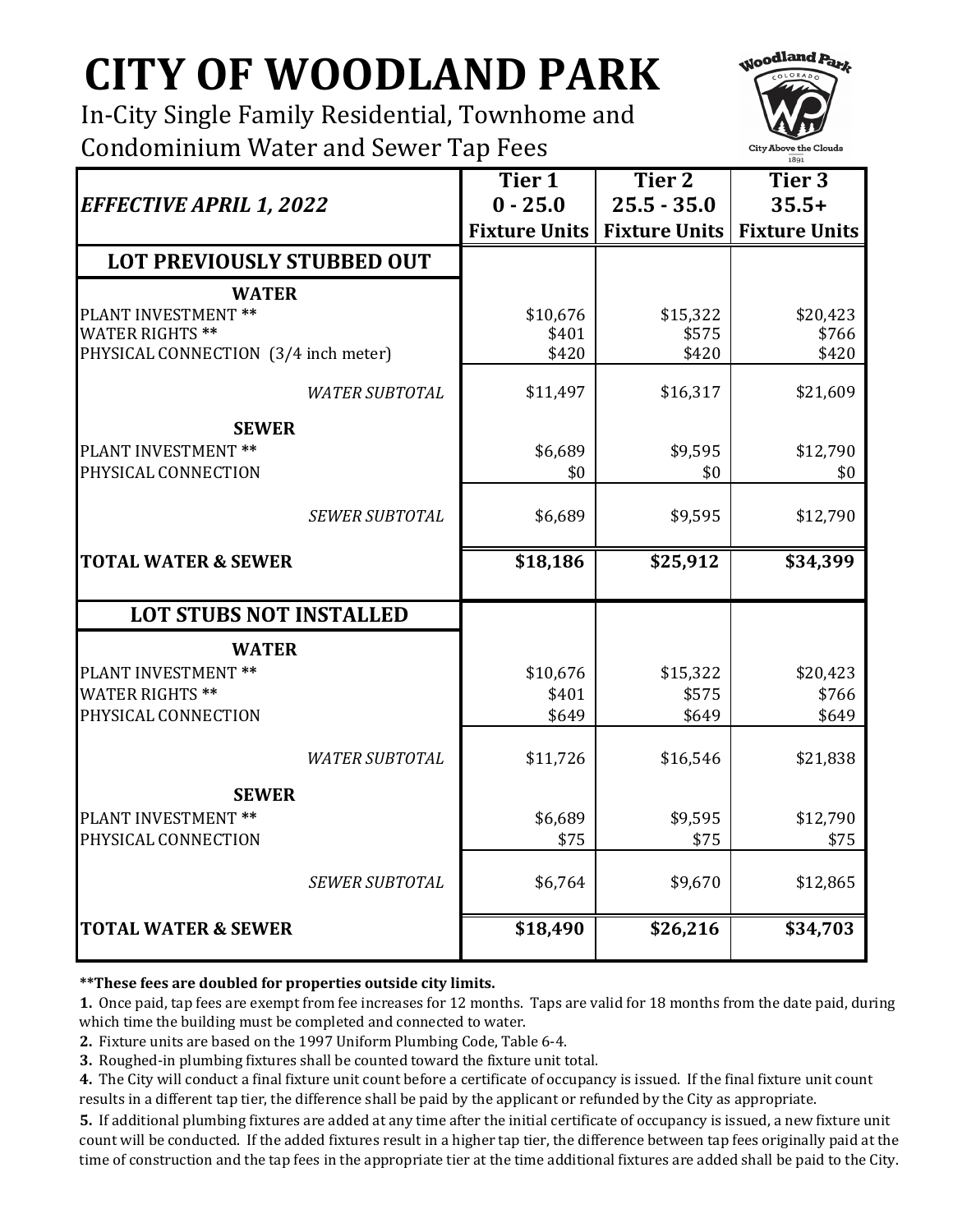# CITY OF WOODLAND PARK

In-City Single Family Residential, Townhome and Condominium Water and Sewer Tap Fees

| *EFFECTIVE APRIL 1, 2022* | Tier 1 0 - 25.0 Fixture Units | Tier 2 25.5 - 35.0 Fixture Units | Tier 3 35.5+ Fixture Units |
|---|---|---|---|
| **LOT PREVIOUSLY STUBBED OUT** | | | |
| **WATER** | | | |
| PLANT INVESTMENT ** | $10,676 | $15,322 | $20,423 |
| WATER RIGHTS ** | $401 | $575 | $766 |
| PHYSICAL CONNECTION (3/4 inch meter) | $420 | $420 | $420 |
| *WATER SUBTOTAL* | $11,497 | $16,317 | $21,609 |
| **SEWER** | | | |
| PLANT INVESTMENT ** | $6,689 | $9,595 | $12,790 |
| PHYSICAL CONNECTION | $0 | $0 | $0 |
| *SEWER SUBTOTAL* | $6,689 | $9,595 | $12,790 |
| **TOTAL WATER & SEWER** | **$18,186** | **$25,912** | **$34,399** |
| **LOT STUBS NOT INSTALLED** | | | |
| **WATER** | | | |
| PLANT INVESTMENT ** | $10,676 | $15,322 | $20,423 |
| WATER RIGHTS ** | $401 | $575 | $766 |
| PHYSICAL CONNECTION | $649 | $649 | $649 |
| *WATER SUBTOTAL* | $11,726 | $16,546 | $21,838 |
| **SEWER** | | | |
| PLANT INVESTMENT ** | $6,689 | $9,595 | $12,790 |
| PHYSICAL CONNECTION | $75 | $75 | $75 |
| *SEWER SUBTOTAL* | $6,764 | $9,670 | $12,865 |
| **TOTAL WATER & SEWER** | **$18,490** | **$26,216** | **$34,703** |

****These fees are doubled for properties outside city limits.**

**1.** Once paid, tap fees are exempt from fee increases for 12 months. Taps are valid for 18 months from the date paid, during which time the building must be completed and connected to water.

**2.** Fixture units are based on the 1997 Uniform Plumbing Code, Table 6-4.

**3.** Roughed-in plumbing fixtures shall be counted toward the fixture unit total.

**4.** The City will conduct a final fixture unit count before a certificate of occupancy is issued. If the final fixture unit count results in a different tap tier, the difference shall be paid by the applicant or refunded by the City as appropriate.

**5.** If additional plumbing fixtures are added at any time after the initial certificate of occupancy is issued, a new fixture unit count will be conducted. If the added fixtures result in a higher tap tier, the difference between tap fees originally paid at the time of construction and the tap fees in the appropriate tier at the time additional fixtures are added shall be paid to the City.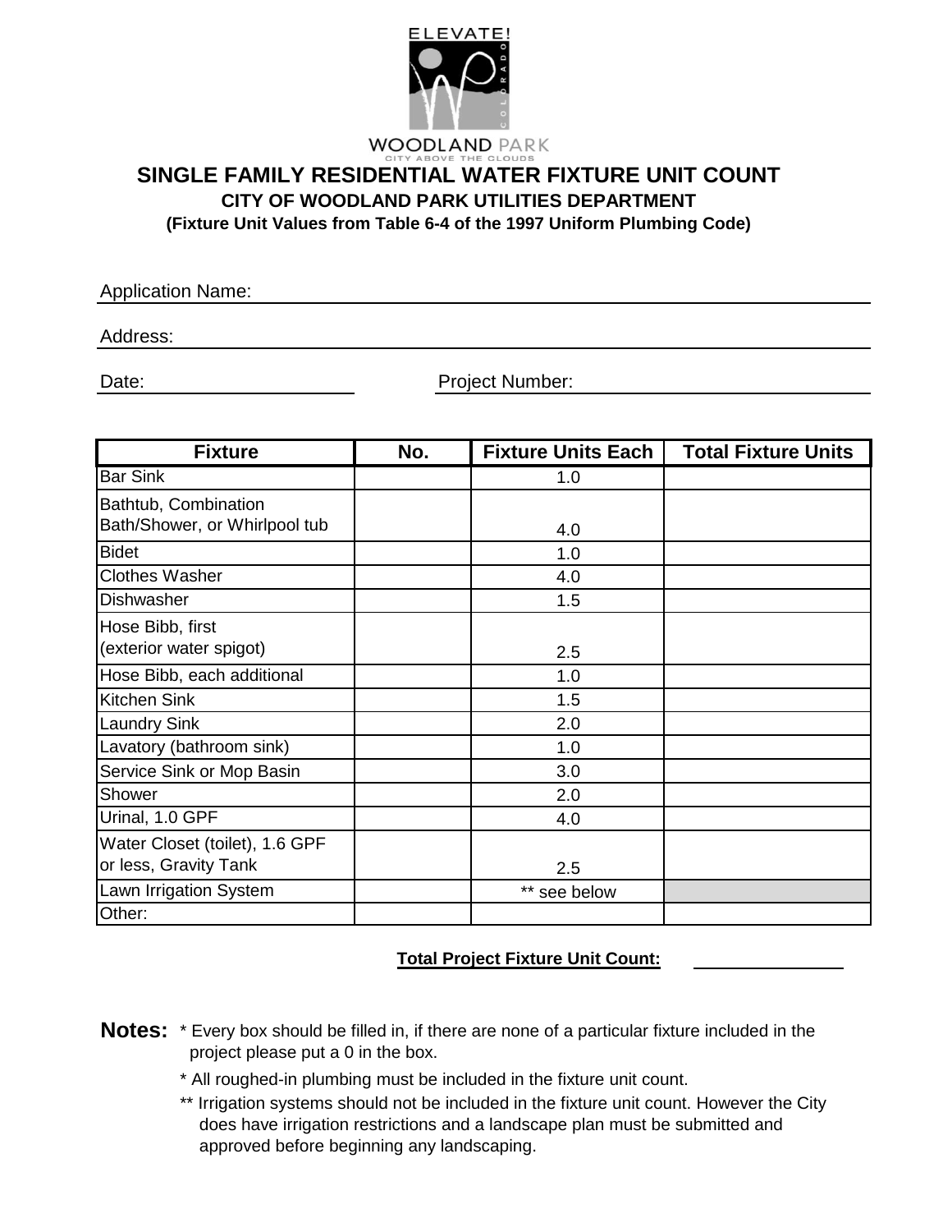ELEVATE!

WOODLAND PARK
CITY ABOVE THE CLOUDS

# SINGLE FAMILY RESIDENTIAL WATER FIXTURE UNIT COUNT

## CITY OF WOODLAND PARK UTILITIES DEPARTMENT

**(Fixture Unit Values from Table 6-4 of the 1997 Uniform Plumbing Code)**

Application Name: ______________________________

Address: ______________________________

Date: ____________________ Project Number: ____________________

| Fixture | No. | Fixture Units Each | Total Fixture Units |
|---|---|---|---|
| Bar Sink | | 1.0 | |
| Bathtub, Combination Bath/Shower, or Whirlpool tub | | 4.0 | |
| Bidet | | 1.0 | |
| Clothes Washer | | 4.0 | |
| Dishwasher | | 1.5 | |
| Hose Bibb, first (exterior water spigot) | | 2.5 | |
| Hose Bibb, each additional | | 1.0 | |
| Kitchen Sink | | 1.5 | |
| Laundry Sink | | 2.0 | |
| Lavatory (bathroom sink) | | 1.0 | |
| Service Sink or Mop Basin | | 3.0 | |
| Shower | | 2.0 | |
| Urinal, 1.0 GPF | | 4.0 | |
| Water Closet (toilet), 1.6 GPF or less, Gravity Tank | | 2.5 | |
| Lawn Irrigation System | | ** see below | |
| Other: | | | |

**Total Project Fixture Unit Count:** ____________

**Notes:**

* Every box should be filled in, if there are none of a particular fixture included in the project please put a 0 in the box.

* All roughed-in plumbing must be included in the fixture unit count.

** Irrigation systems should not be included in the fixture unit count. However the City does have irrigation restrictions and a landscape plan must be submitted and approved before beginning any landscaping.